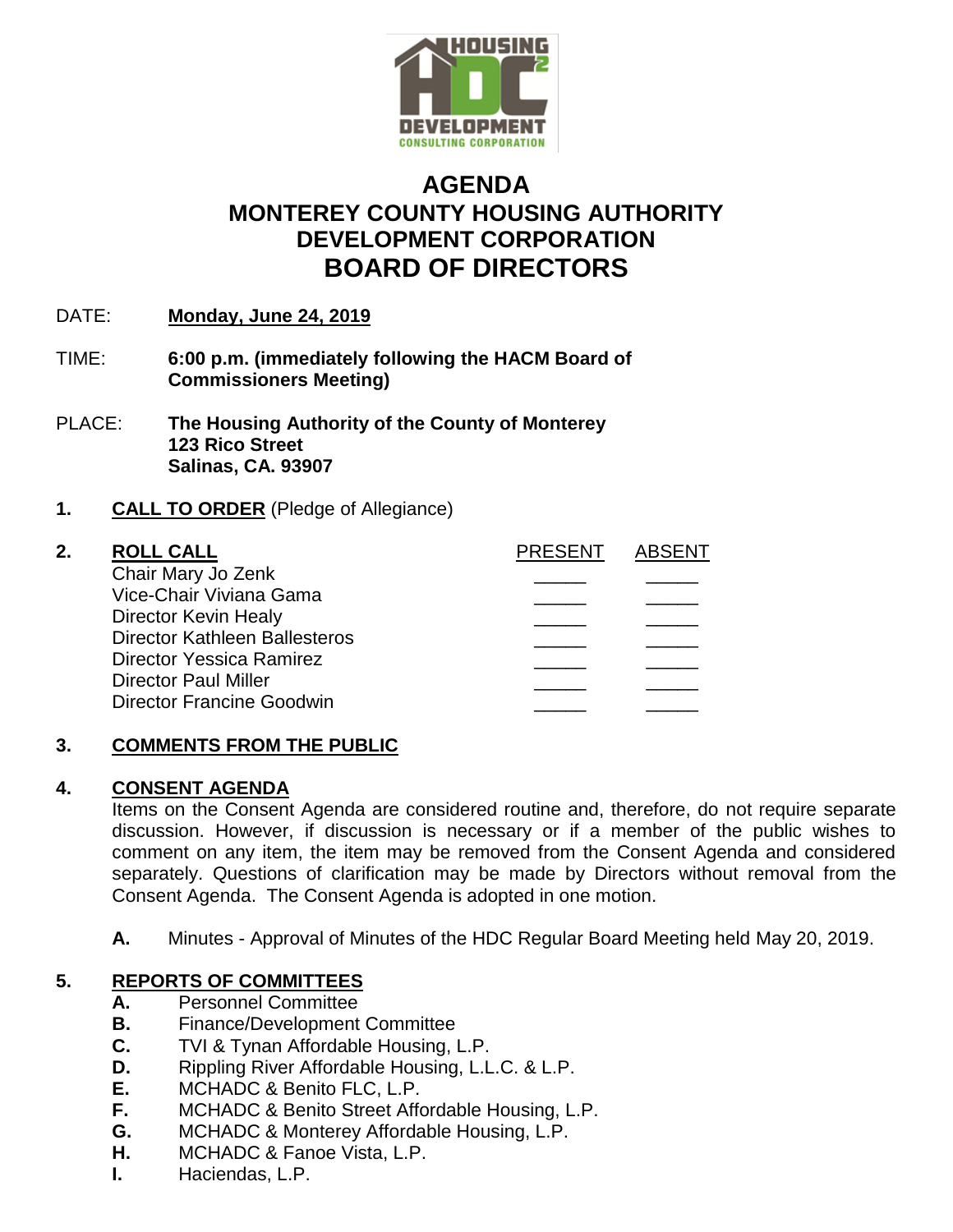# AGENDA
# MONTEREY COUNTY HOUSING AUTHORITY DEVELOPMENT CORPORATION
# BOARD OF DIRECTORS

DATE: **Monday, June 24, 2019**

TIME: **6:00 p.m. (immediately following the HACM Board of Commissioners Meeting)**

PLACE: **The Housing Authority of the County of Monterey**
**123 Rico Street**
**Salinas, CA. 93907**

**1. CALL TO ORDER** (Pledge of Allegiance)

**2. ROLL CALL**

| | PRESENT | ABSENT |
|---|---|---|
| Chair Mary Jo Zenk | _____ | _____ |
| Vice-Chair Viviana Gama | _____ | _____ |
| Director Kevin Healy | _____ | _____ |
| Director Kathleen Ballesteros | _____ | _____ |
| Director Yessica Ramirez | _____ | _____ |
| Director Paul Miller | _____ | _____ |
| Director Francine Goodwin | _____ | _____ |

**3. COMMENTS FROM THE PUBLIC**

**4. CONSENT AGENDA**

Items on the Consent Agenda are considered routine and, therefore, do not require separate discussion. However, if discussion is necessary or if a member of the public wishes to comment on any item, the item may be removed from the Consent Agenda and considered separately. Questions of clarification may be made by Directors without removal from the Consent Agenda. The Consent Agenda is adopted in one motion.

**A.** Minutes - Approval of Minutes of the HDC Regular Board Meeting held May 20, 2019.

**5. REPORTS OF COMMITTEES**

**A.** Personnel Committee
**B.** Finance/Development Committee
**C.** TVI & Tynan Affordable Housing, L.P.
**D.** Rippling River Affordable Housing, L.L.C. & L.P.
**E.** MCHADC & Benito FLC, L.P.
**F.** MCHADC & Benito Street Affordable Housing, L.P.
**G.** MCHADC & Monterey Affordable Housing, L.P.
**H.** MCHADC & Fanoe Vista, L.P.
**I.** Haciendas, L.P.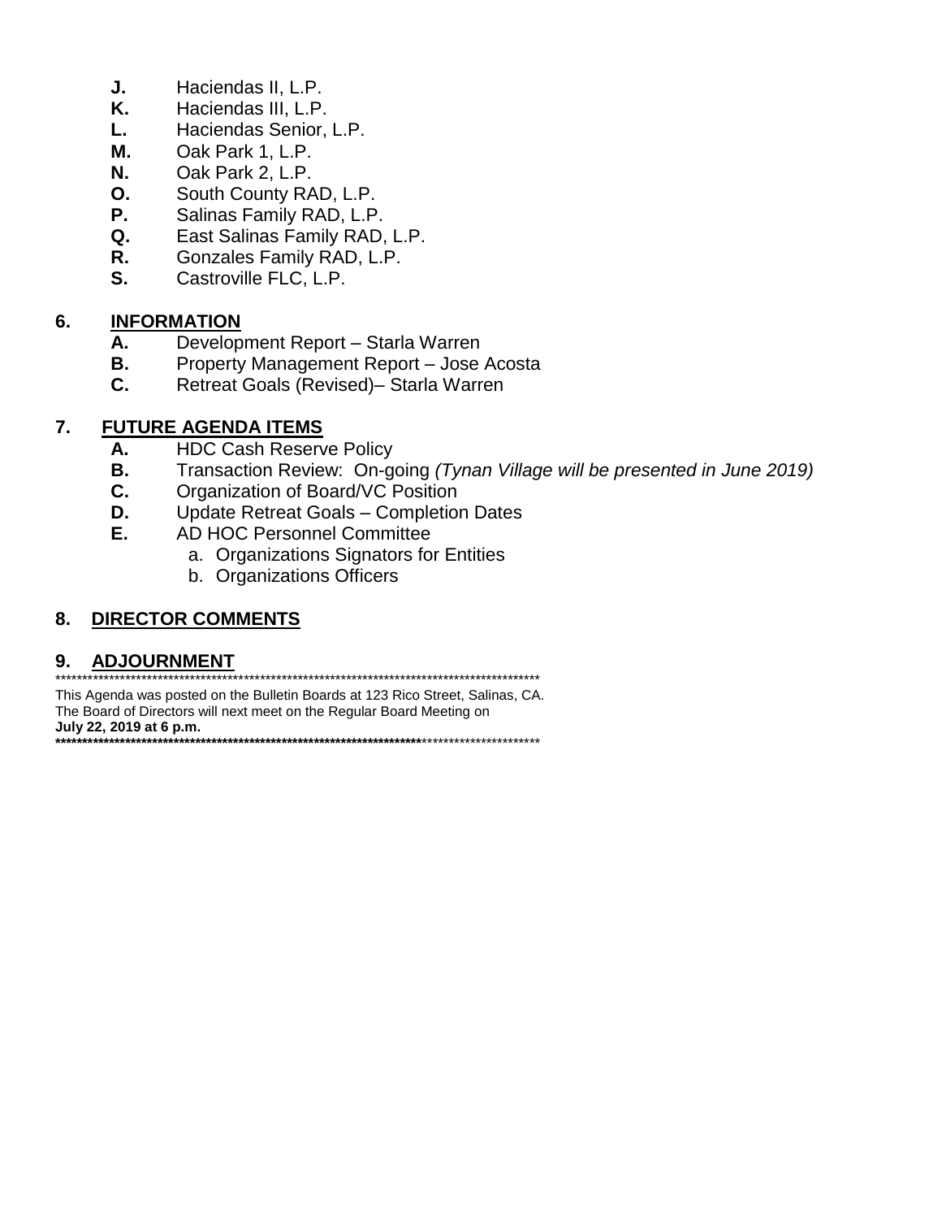- **J.** Haciendas II, L.P.
- **K.** Haciendas III, L.P.
- **L.** Haciendas Senior, L.P.
- **M.** Oak Park 1, L.P.
- **N.** Oak Park 2, L.P.
- **O.** South County RAD, L.P.
- **P.** Salinas Family RAD, L.P.
- **Q.** East Salinas Family RAD, L.P.
- **R.** Gonzales Family RAD, L.P.
- **S.** Castroville FLC, L.P.

## 6. INFORMATION

- **A.** Development Report – Starla Warren
- **B.** Property Management Report – Jose Acosta
- **C.** Retreat Goals (Revised)– Starla Warren

## 7. FUTURE AGENDA ITEMS

- **A.** HDC Cash Reserve Policy
- **B.** Transaction Review: On-going *(Tynan Village will be presented in June 2019)*
- **C.** Organization of Board/VC Position
- **D.** Update Retreat Goals – Completion Dates
- **E.** AD HOC Personnel Committee
  - a. Organizations Signators for Entities
  - b. Organizations Officers

## 8. DIRECTOR COMMENTS

## 9. ADJOURNMENT

***********************************************************************************************

This Agenda was posted on the Bulletin Boards at 123 Rico Street, Salinas, CA.
The Board of Directors will next meet on the Regular Board Meeting on
**July 22, 2019 at 6 p.m.**

***********************************************************************************************